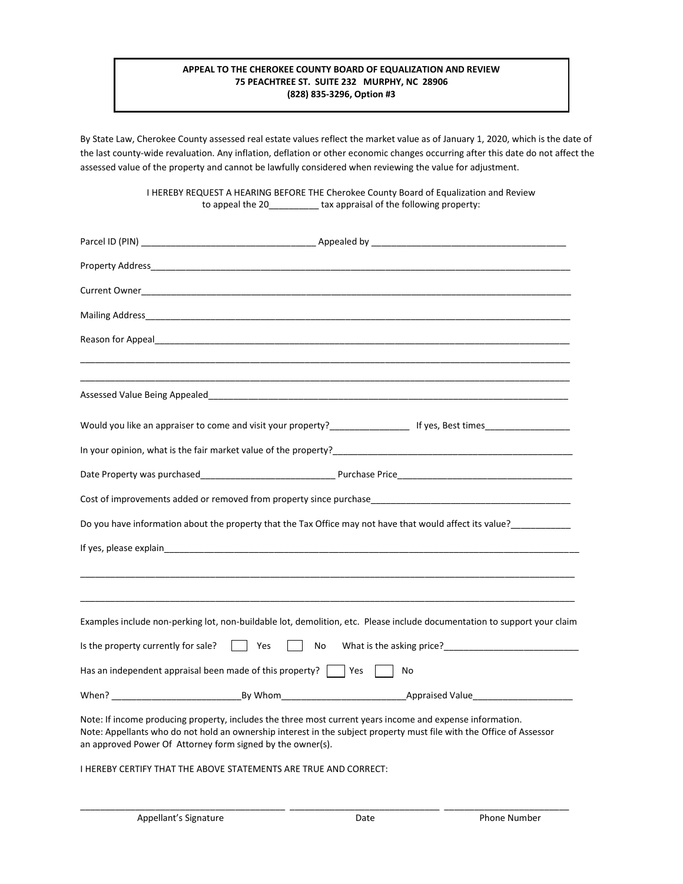**APPEAL TO THE CHEROKEE COUNTY BOARD OF EQUALIZATION AND REVIEW**
**75 PEACHTREE ST. SUITE 232 MURPHY, NC 28906**
**(828) 835-3296, Option #3**

By State Law, Cherokee County assessed real estate values reflect the market value as of January 1, 2020, which is the date of the last county-wide revaluation. Any inflation, deflation or other economic changes occurring after this date do not affect the assessed value of the property and cannot be lawfully considered when reviewing the value for adjustment.

I HEREBY REQUEST A HEARING BEFORE THE Cherokee County Board of Equalization and Review to appeal the 20__________ tax appraisal of the following property:

Parcel ID (PIN) ___________________________________ Appealed by _______________________________________

Property Address_____________________________________________________________________________________

Current Owner_______________________________________________________________________________________

Mailing Address______________________________________________________________________________________

Reason for Appeal____________________________________________________________________________________

_____________________________________________________________________________________________________

_____________________________________________________________________________________________________

Assessed Value Being Appealed_________________________________________________________________________

Would you like an appraiser to come and visit your property?________________ If yes, Best times_________________

In your opinion, what is the fair market value of the property?__________________________________________________

Date Property was purchased___________________________ Purchase Price____________________________________

Cost of improvements added or removed from property since purchase_________________________________________

Do you have information about the property that the Tax Office may not have that would affect its value?___________

If yes, please explain_________________________________________________________________________________

_____________________________________________________________________________________________________

_____________________________________________________________________________________________________

Examples include non-perking lot, non-buildable lot, demolition, etc. Please include documentation to support your claim

Is the property currently for sale? ☐ Yes ☐ No What is the asking price?___________________________

Has an independent appraisal been made of this property? ☐ Yes ☐ No

When? __________________________By Whom_________________________Appraised Value____________________

Note: If income producing property, includes the three most current years income and expense information.
Note: Appellants who do not hold an ownership interest in the subject property must file with the Office of Assessor an approved Power Of Attorney form signed by the owner(s).

I HEREBY CERTIFY THAT THE ABOVE STATEMENTS ARE TRUE AND CORRECT:

__________________________________________ ______________________________ _________________________

Appellant's Signature | Date | Phone Number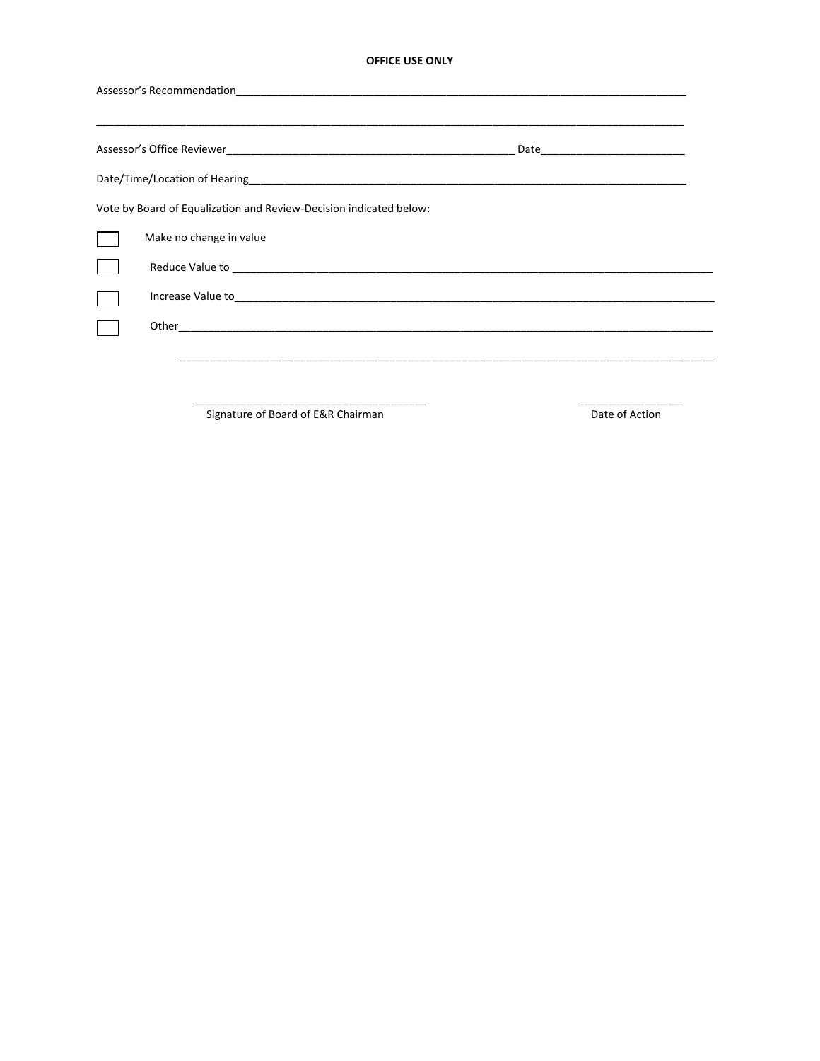**OFFICE USE ONLY**

Assessor's Recommendation_______________________________________________________________________________

_______________________________________________________________________________________________________

Assessor's Office Reviewer_________________________________________________ Date________________________

Date/Time/Location of Hearing_____________________________________________________________________________

Vote by Board of Equalization and Review-Decision indicated below:

☐ Make no change in value

☐ Reduce Value to ________________________________________________________________________________

☐ Increase Value to________________________________________________________________________________

☐ Other_______________________________________________________________________________________

_______________________________________________________________________________________________

______________________________________ Signature of Board of E&R Chairman

_________________ Date of Action